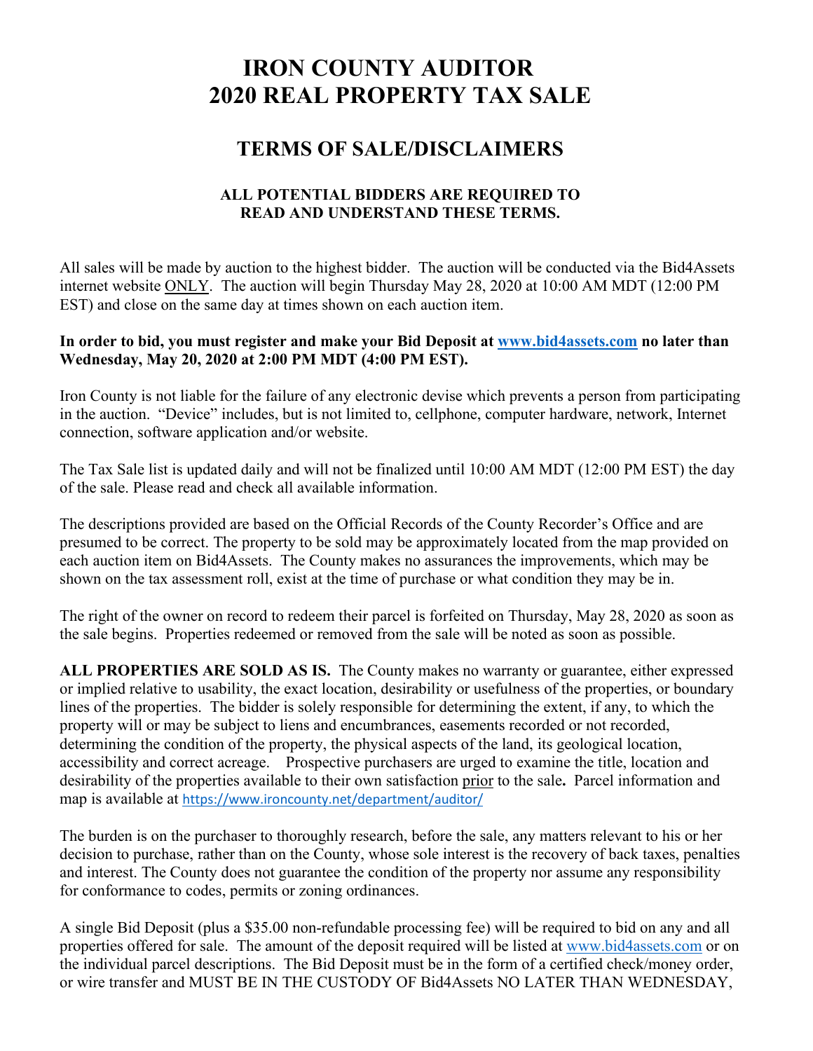# IRON COUNTY AUDITOR
# 2020 REAL PROPERTY TAX SALE

## TERMS OF SALE/DISCLAIMERS

### ALL POTENTIAL BIDDERS ARE REQUIRED TO READ AND UNDERSTAND THESE TERMS.

All sales will be made by auction to the highest bidder. The auction will be conducted via the Bid4Assets internet website ONLY. The auction will begin Thursday May 28, 2020 at 10:00 AM MDT (12:00 PM EST) and close on the same day at times shown on each auction item.

**In order to bid, you must register and make your Bid Deposit at www.bid4assets.com no later than Wednesday, May 20, 2020 at 2:00 PM MDT (4:00 PM EST).**

Iron County is not liable for the failure of any electronic devise which prevents a person from participating in the auction. "Device" includes, but is not limited to, cellphone, computer hardware, network, Internet connection, software application and/or website.

The Tax Sale list is updated daily and will not be finalized until 10:00 AM MDT (12:00 PM EST) the day of the sale. Please read and check all available information.

The descriptions provided are based on the Official Records of the County Recorder's Office and are presumed to be correct. The property to be sold may be approximately located from the map provided on each auction item on Bid4Assets. The County makes no assurances the improvements, which may be shown on the tax assessment roll, exist at the time of purchase or what condition they may be in.

The right of the owner on record to redeem their parcel is forfeited on Thursday, May 28, 2020 as soon as the sale begins. Properties redeemed or removed from the sale will be noted as soon as possible.

**ALL PROPERTIES ARE SOLD AS IS.** The County makes no warranty or guarantee, either expressed or implied relative to usability, the exact location, desirability or usefulness of the properties, or boundary lines of the properties. The bidder is solely responsible for determining the extent, if any, to which the property will or may be subject to liens and encumbrances, easements recorded or not recorded, determining the condition of the property, the physical aspects of the land, its geological location, accessibility and correct acreage. Prospective purchasers are urged to examine the title, location and desirability of the properties available to their own satisfaction prior to the sale**.** Parcel information and map is available at https://www.ironcounty.net/department/auditor/

The burden is on the purchaser to thoroughly research, before the sale, any matters relevant to his or her decision to purchase, rather than on the County, whose sole interest is the recovery of back taxes, penalties and interest. The County does not guarantee the condition of the property nor assume any responsibility for conformance to codes, permits or zoning ordinances.

A single Bid Deposit (plus a $35.00 non-refundable processing fee) will be required to bid on any and all properties offered for sale. The amount of the deposit required will be listed at www.bid4assets.com or on the individual parcel descriptions. The Bid Deposit must be in the form of a certified check/money order, or wire transfer and MUST BE IN THE CUSTODY OF Bid4Assets NO LATER THAN WEDNESDAY,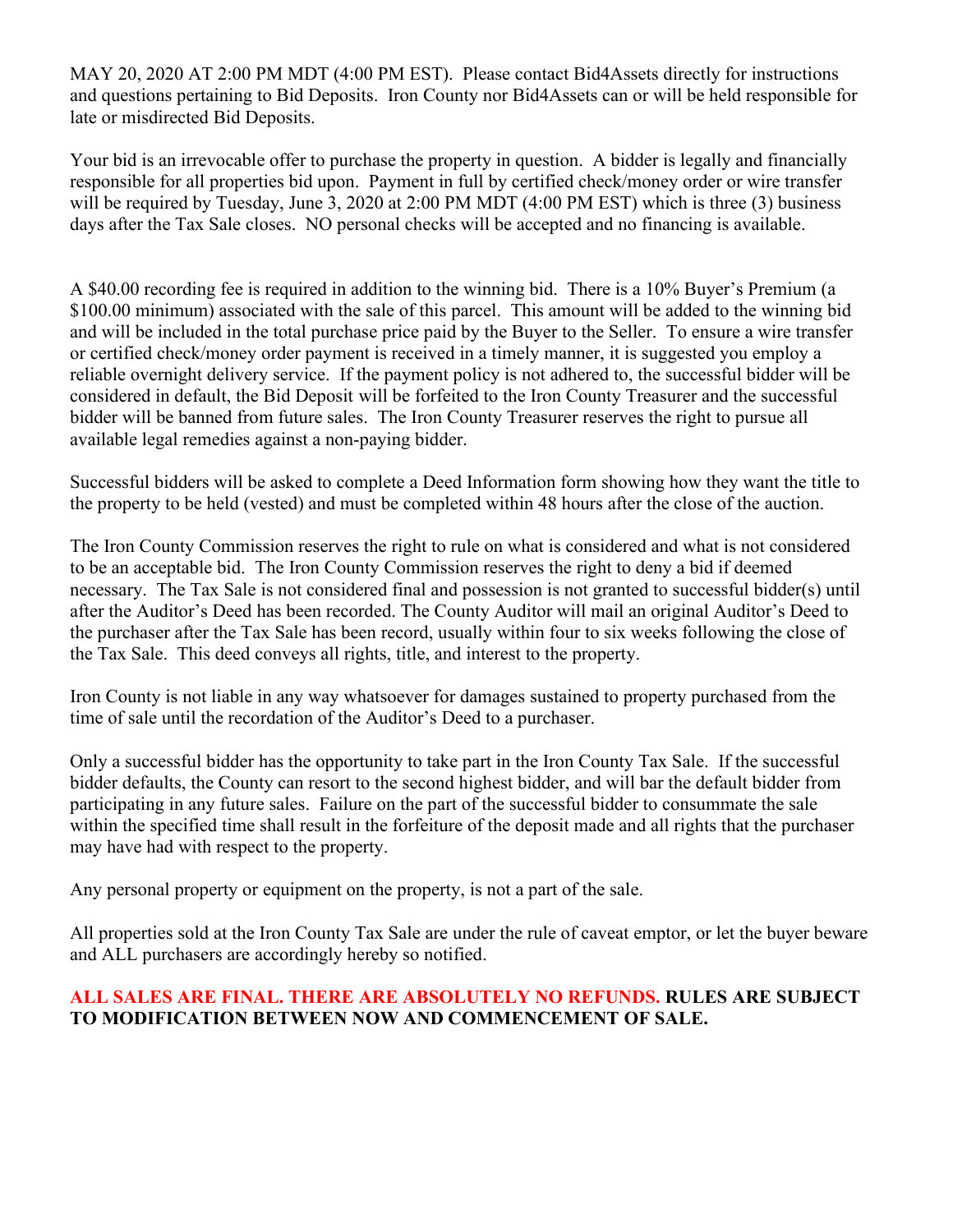MAY 20, 2020 AT 2:00 PM MDT (4:00 PM EST). Please contact Bid4Assets directly for instructions and questions pertaining to Bid Deposits. Iron County nor Bid4Assets can or will be held responsible for late or misdirected Bid Deposits.

Your bid is an irrevocable offer to purchase the property in question. A bidder is legally and financially responsible for all properties bid upon. Payment in full by certified check/money order or wire transfer will be required by Tuesday, June 3, 2020 at 2:00 PM MDT (4:00 PM EST) which is three (3) business days after the Tax Sale closes. NO personal checks will be accepted and no financing is available.

A $40.00 recording fee is required in addition to the winning bid. There is a 10% Buyer's Premium (a $100.00 minimum) associated with the sale of this parcel. This amount will be added to the winning bid and will be included in the total purchase price paid by the Buyer to the Seller. To ensure a wire transfer or certified check/money order payment is received in a timely manner, it is suggested you employ a reliable overnight delivery service. If the payment policy is not adhered to, the successful bidder will be considered in default, the Bid Deposit will be forfeited to the Iron County Treasurer and the successful bidder will be banned from future sales. The Iron County Treasurer reserves the right to pursue all available legal remedies against a non-paying bidder.

Successful bidders will be asked to complete a Deed Information form showing how they want the title to the property to be held (vested) and must be completed within 48 hours after the close of the auction.

The Iron County Commission reserves the right to rule on what is considered and what is not considered to be an acceptable bid. The Iron County Commission reserves the right to deny a bid if deemed necessary. The Tax Sale is not considered final and possession is not granted to successful bidder(s) until after the Auditor's Deed has been recorded. The County Auditor will mail an original Auditor's Deed to the purchaser after the Tax Sale has been record, usually within four to six weeks following the close of the Tax Sale. This deed conveys all rights, title, and interest to the property.

Iron County is not liable in any way whatsoever for damages sustained to property purchased from the time of sale until the recordation of the Auditor's Deed to a purchaser.

Only a successful bidder has the opportunity to take part in the Iron County Tax Sale. If the successful bidder defaults, the County can resort to the second highest bidder, and will bar the default bidder from participating in any future sales. Failure on the part of the successful bidder to consummate the sale within the specified time shall result in the forfeiture of the deposit made and all rights that the purchaser may have had with respect to the property.

Any personal property or equipment on the property, is not a part of the sale.

All properties sold at the Iron County Tax Sale are under the rule of caveat emptor, or let the buyer beware and ALL purchasers are accordingly hereby so notified.

**ALL SALES ARE FINAL. THERE ARE ABSOLUTELY NO REFUNDS. RULES ARE SUBJECT TO MODIFICATION BETWEEN NOW AND COMMENCEMENT OF SALE.**